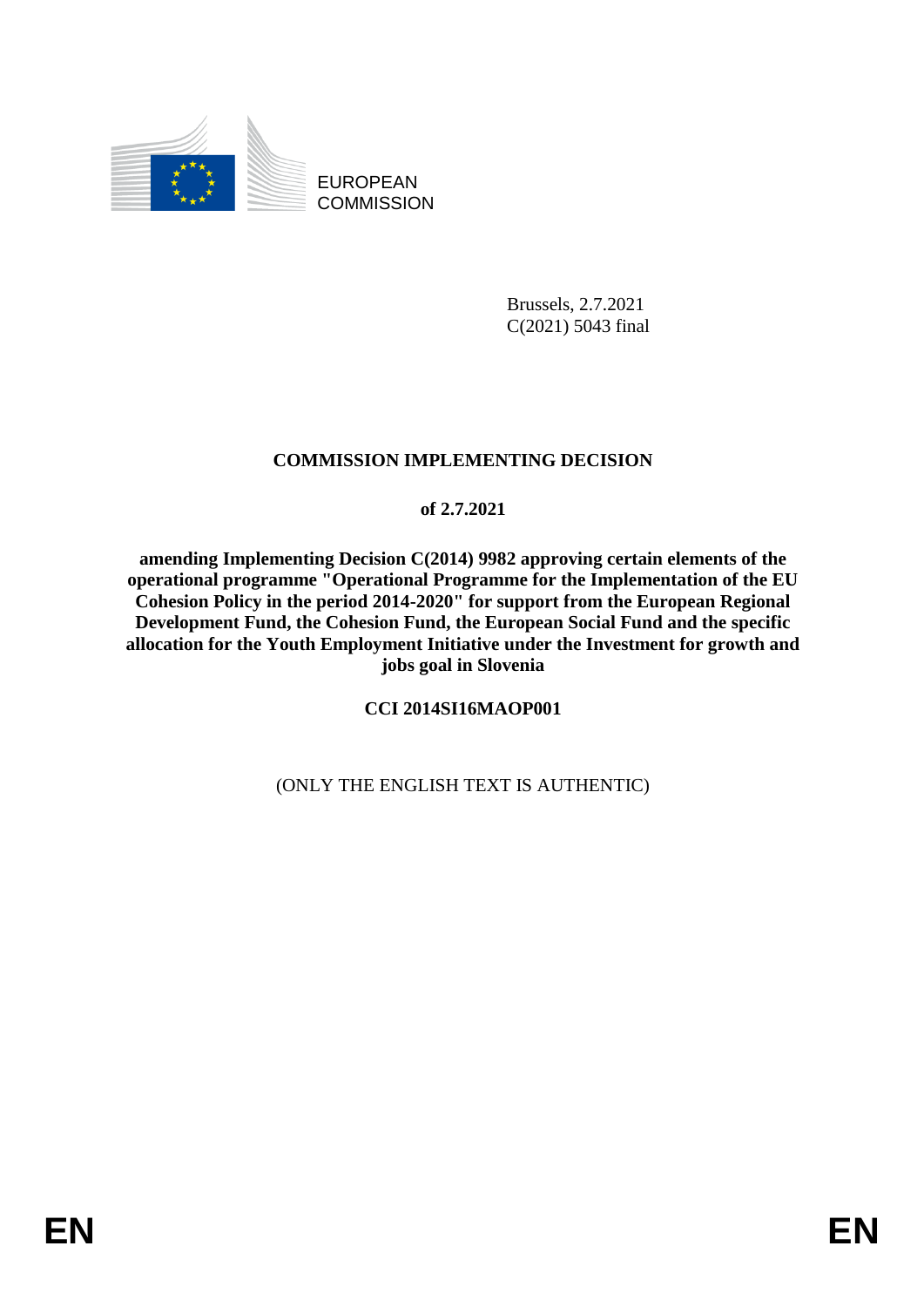EUROPEAN COMMISSION

Brussels, 2.7.2021
C(2021) 5043 final

# COMMISSION IMPLEMENTING DECISION

**of 2.7.2021**

**amending Implementing Decision C(2014) 9982 approving certain elements of the operational programme "Operational Programme for the Implementation of the EU Cohesion Policy in the period 2014-2020" for support from the European Regional Development Fund, the Cohesion Fund, the European Social Fund and the specific allocation for the Youth Employment Initiative under the Investment for growth and jobs goal in Slovenia**

**CCI 2014SI16MAOP001**

(ONLY THE ENGLISH TEXT IS AUTHENTIC)

EN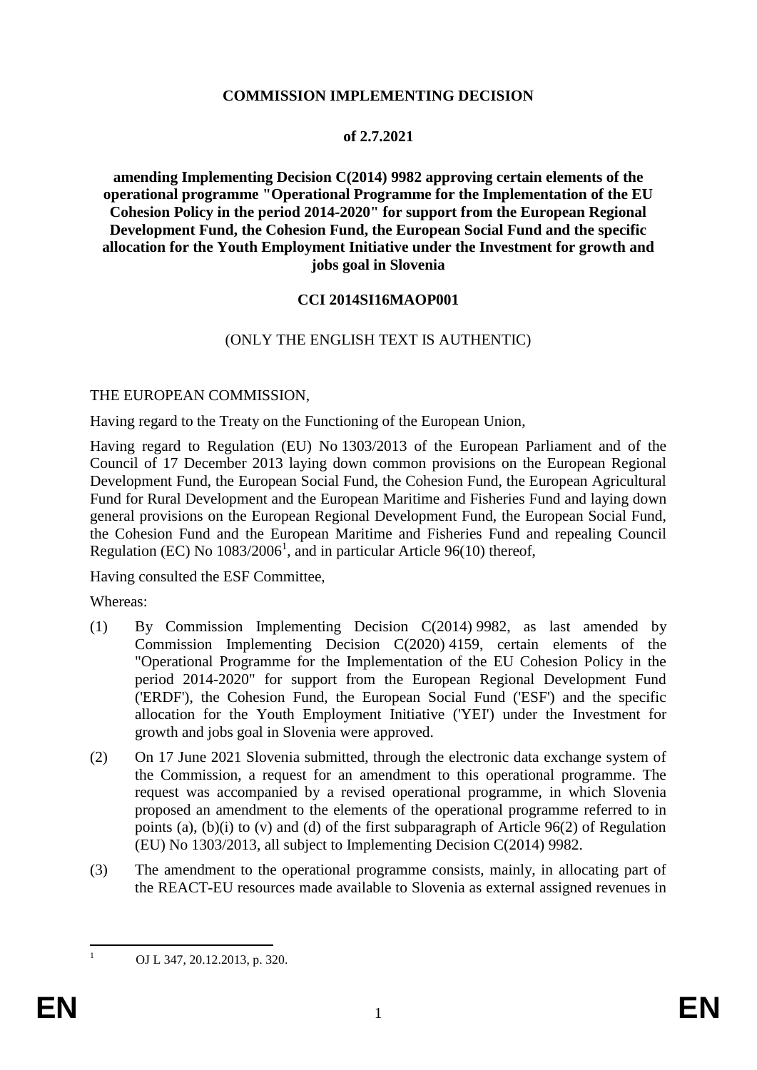**COMMISSION IMPLEMENTING DECISION**

**of 2.7.2021**

**amending Implementing Decision C(2014) 9982 approving certain elements of the operational programme "Operational Programme for the Implementation of the EU Cohesion Policy in the period 2014-2020" for support from the European Regional Development Fund, the Cohesion Fund, the European Social Fund and the specific allocation for the Youth Employment Initiative under the Investment for growth and jobs goal in Slovenia**

**CCI 2014SI16MAOP001**

(ONLY THE ENGLISH TEXT IS AUTHENTIC)

THE EUROPEAN COMMISSION,

Having regard to the Treaty on the Functioning of the European Union,

Having regard to Regulation (EU) No 1303/2013 of the European Parliament and of the Council of 17 December 2013 laying down common provisions on the European Regional Development Fund, the European Social Fund, the Cohesion Fund, the European Agricultural Fund for Rural Development and the European Maritime and Fisheries Fund and laying down general provisions on the European Regional Development Fund, the European Social Fund, the Cohesion Fund and the European Maritime and Fisheries Fund and repealing Council Regulation (EC) No 1083/2006[1], and in particular Article 96(10) thereof,

Having consulted the ESF Committee,

Whereas:

(1) By Commission Implementing Decision C(2014) 9982, as last amended by Commission Implementing Decision C(2020) 4159, certain elements of the "Operational Programme for the Implementation of the EU Cohesion Policy in the period 2014-2020" for support from the European Regional Development Fund ('ERDF'), the Cohesion Fund, the European Social Fund ('ESF') and the specific allocation for the Youth Employment Initiative ('YEI') under the Investment for growth and jobs goal in Slovenia were approved.

(2) On 17 June 2021 Slovenia submitted, through the electronic data exchange system of the Commission, a request for an amendment to this operational programme. The request was accompanied by a revised operational programme, in which Slovenia proposed an amendment to the elements of the operational programme referred to in points (a), (b)(i) to (v) and (d) of the first subparagraph of Article 96(2) of Regulation (EU) No 1303/2013, all subject to Implementing Decision C(2014) 9982.

(3) The amendment to the operational programme consists, mainly, in allocating part of the REACT-EU resources made available to Slovenia as external assigned revenues in

[1] OJ L 347, 20.12.2013, p. 320.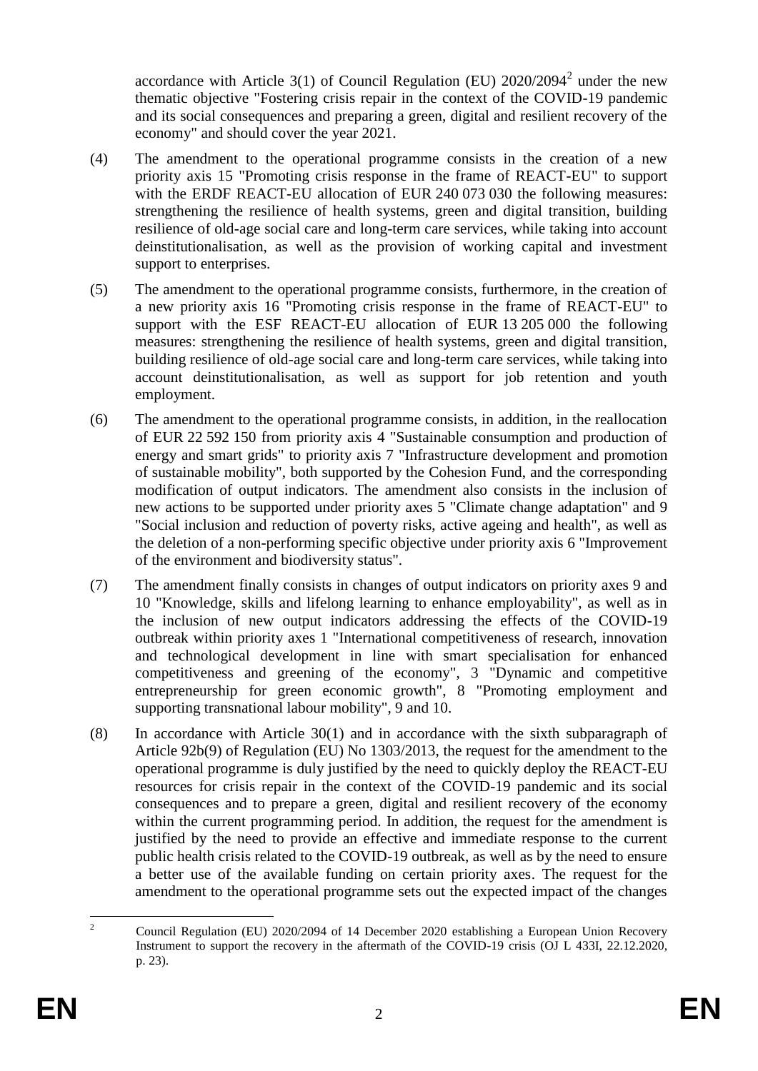accordance with Article 3(1) of Council Regulation (EU) 2020/2094[2] under the new thematic objective "Fostering crisis repair in the context of the COVID-19 pandemic and its social consequences and preparing a green, digital and resilient recovery of the economy" and should cover the year 2021.

(4) The amendment to the operational programme consists in the creation of a new priority axis 15 "Promoting crisis response in the frame of REACT-EU" to support with the ERDF REACT-EU allocation of EUR 240 073 030 the following measures: strengthening the resilience of health systems, green and digital transition, building resilience of old-age social care and long-term care services, while taking into account deinstitutionalisation, as well as the provision of working capital and investment support to enterprises.

(5) The amendment to the operational programme consists, furthermore, in the creation of a new priority axis 16 "Promoting crisis response in the frame of REACT-EU" to support with the ESF REACT-EU allocation of EUR 13 205 000 the following measures: strengthening the resilience of health systems, green and digital transition, building resilience of old-age social care and long-term care services, while taking into account deinstitutionalisation, as well as support for job retention and youth employment.

(6) The amendment to the operational programme consists, in addition, in the reallocation of EUR 22 592 150 from priority axis 4 "Sustainable consumption and production of energy and smart grids" to priority axis 7 "Infrastructure development and promotion of sustainable mobility", both supported by the Cohesion Fund, and the corresponding modification of output indicators. The amendment also consists in the inclusion of new actions to be supported under priority axes 5 "Climate change adaptation" and 9 "Social inclusion and reduction of poverty risks, active ageing and health", as well as the deletion of a non-performing specific objective under priority axis 6 "Improvement of the environment and biodiversity status".

(7) The amendment finally consists in changes of output indicators on priority axes 9 and 10 "Knowledge, skills and lifelong learning to enhance employability", as well as in the inclusion of new output indicators addressing the effects of the COVID-19 outbreak within priority axes 1 "International competitiveness of research, innovation and technological development in line with smart specialisation for enhanced competitiveness and greening of the economy", 3 "Dynamic and competitive entrepreneurship for green economic growth", 8 "Promoting employment and supporting transnational labour mobility", 9 and 10.

(8) In accordance with Article 30(1) and in accordance with the sixth subparagraph of Article 92b(9) of Regulation (EU) No 1303/2013, the request for the amendment to the operational programme is duly justified by the need to quickly deploy the REACT-EU resources for crisis repair in the context of the COVID-19 pandemic and its social consequences and to prepare a green, digital and resilient recovery of the economy within the current programming period. In addition, the request for the amendment is justified by the need to provide an effective and immediate response to the current public health crisis related to the COVID-19 outbreak, as well as by the need to ensure a better use of the available funding on certain priority axes. The request for the amendment to the operational programme sets out the expected impact of the changes

---

[2] Council Regulation (EU) 2020/2094 of 14 December 2020 establishing a European Union Recovery Instrument to support the recovery in the aftermath of the COVID-19 crisis (OJ L 433I, 22.12.2020, p. 23).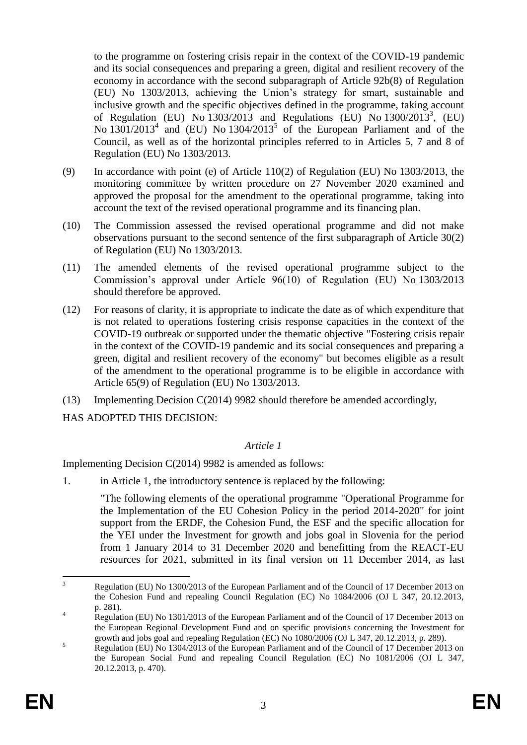to the programme on fostering crisis repair in the context of the COVID-19 pandemic and its social consequences and preparing a green, digital and resilient recovery of the economy in accordance with the second subparagraph of Article 92b(8) of Regulation (EU) No 1303/2013, achieving the Union's strategy for smart, sustainable and inclusive growth and the specific objectives defined in the programme, taking account of Regulation (EU) No 1303/2013 and Regulations (EU) No 1300/2013[3], (EU) No 1301/2013[4] and (EU) No 1304/2013[5] of the European Parliament and of the Council, as well as of the horizontal principles referred to in Articles 5, 7 and 8 of Regulation (EU) No 1303/2013.

(9) In accordance with point (e) of Article 110(2) of Regulation (EU) No 1303/2013, the monitoring committee by written procedure on 27 November 2020 examined and approved the proposal for the amendment to the operational programme, taking into account the text of the revised operational programme and its financing plan.

(10) The Commission assessed the revised operational programme and did not make observations pursuant to the second sentence of the first subparagraph of Article 30(2) of Regulation (EU) No 1303/2013.

(11) The amended elements of the revised operational programme subject to the Commission's approval under Article 96(10) of Regulation (EU) No 1303/2013 should therefore be approved.

(12) For reasons of clarity, it is appropriate to indicate the date as of which expenditure that is not related to operations fostering crisis response capacities in the context of the COVID-19 outbreak or supported under the thematic objective "Fostering crisis repair in the context of the COVID-19 pandemic and its social consequences and preparing a green, digital and resilient recovery of the economy" but becomes eligible as a result of the amendment to the operational programme is to be eligible in accordance with Article 65(9) of Regulation (EU) No 1303/2013.

(13) Implementing Decision C(2014) 9982 should therefore be amended accordingly,

HAS ADOPTED THIS DECISION:

*Article 1*

Implementing Decision C(2014) 9982 is amended as follows:

1. in Article 1, the introductory sentence is replaced by the following:

   "The following elements of the operational programme "Operational Programme for the Implementation of the EU Cohesion Policy in the period 2014-2020" for joint support from the ERDF, the Cohesion Fund, the ESF and the specific allocation for the YEI under the Investment for growth and jobs goal in Slovenia for the period from 1 January 2014 to 31 December 2020 and benefitting from the REACT-EU resources for 2021, submitted in its final version on 11 December 2014, as last

---

[3] Regulation (EU) No 1300/2013 of the European Parliament and of the Council of 17 December 2013 on the Cohesion Fund and repealing Council Regulation (EC) No 1084/2006 (OJ L 347, 20.12.2013, p. 281).

[4] Regulation (EU) No 1301/2013 of the European Parliament and of the Council of 17 December 2013 on the European Regional Development Fund and on specific provisions concerning the Investment for growth and jobs goal and repealing Regulation (EC) No 1080/2006 (OJ L 347, 20.12.2013, p. 289).

[5] Regulation (EU) No 1304/2013 of the European Parliament and of the Council of 17 December 2013 on the European Social Fund and repealing Council Regulation (EC) No 1081/2006 (OJ L 347, 20.12.2013, p. 470).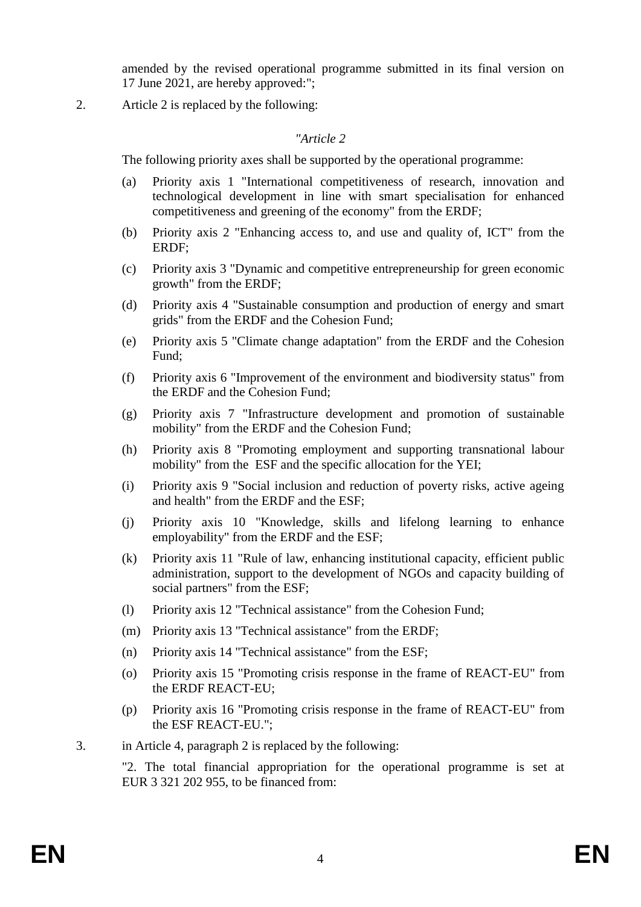amended by the revised operational programme submitted in its final version on 17 June 2021, are hereby approved:";

2. Article 2 is replaced by the following:

*"Article 2*

The following priority axes shall be supported by the operational programme:

(a) Priority axis 1 "International competitiveness of research, innovation and technological development in line with smart specialisation for enhanced competitiveness and greening of the economy" from the ERDF;

(b) Priority axis 2 "Enhancing access to, and use and quality of, ICT" from the ERDF;

(c) Priority axis 3 "Dynamic and competitive entrepreneurship for green economic growth" from the ERDF;

(d) Priority axis 4 "Sustainable consumption and production of energy and smart grids" from the ERDF and the Cohesion Fund;

(e) Priority axis 5 "Climate change adaptation" from the ERDF and the Cohesion Fund;

(f) Priority axis 6 "Improvement of the environment and biodiversity status" from the ERDF and the Cohesion Fund;

(g) Priority axis 7 "Infrastructure development and promotion of sustainable mobility" from the ERDF and the Cohesion Fund;

(h) Priority axis 8 "Promoting employment and supporting transnational labour mobility" from the ESF and the specific allocation for the YEI;

(i) Priority axis 9 "Social inclusion and reduction of poverty risks, active ageing and health" from the ERDF and the ESF;

(j) Priority axis 10 "Knowledge, skills and lifelong learning to enhance employability" from the ERDF and the ESF;

(k) Priority axis 11 "Rule of law, enhancing institutional capacity, efficient public administration, support to the development of NGOs and capacity building of social partners" from the ESF;

(l) Priority axis 12 "Technical assistance" from the Cohesion Fund;

(m) Priority axis 13 "Technical assistance" from the ERDF;

(n) Priority axis 14 "Technical assistance" from the ESF;

(o) Priority axis 15 "Promoting crisis response in the frame of REACT-EU" from the ERDF REACT-EU;

(p) Priority axis 16 "Promoting crisis response in the frame of REACT-EU" from the ESF REACT-EU.";

3. in Article 4, paragraph 2 is replaced by the following:

"2. The total financial appropriation for the operational programme is set at EUR 3 321 202 955, to be financed from: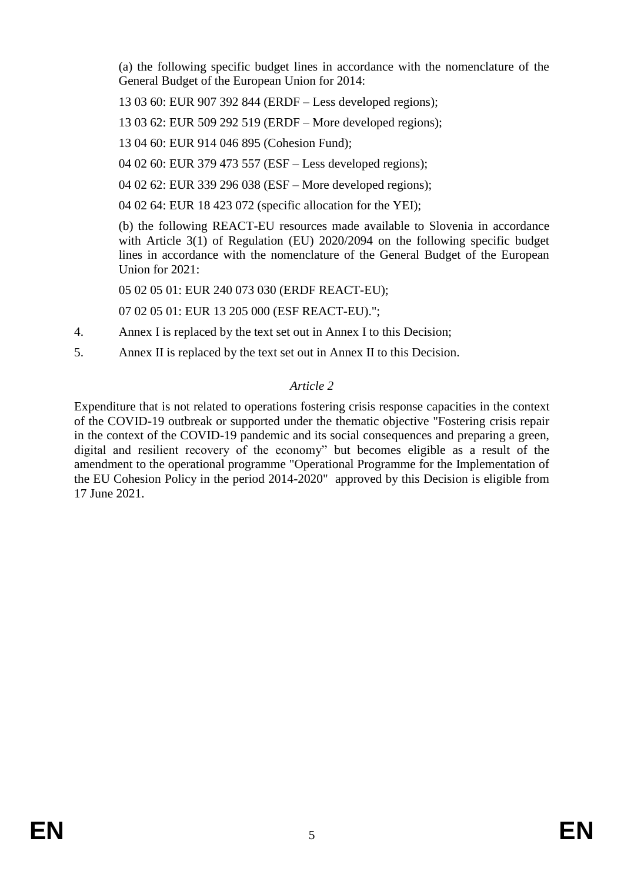(a) the following specific budget lines in accordance with the nomenclature of the General Budget of the European Union for 2014:

13 03 60: EUR 907 392 844 (ERDF – Less developed regions);

13 03 62: EUR 509 292 519 (ERDF – More developed regions);

13 04 60: EUR 914 046 895 (Cohesion Fund);

04 02 60: EUR 379 473 557 (ESF – Less developed regions);

04 02 62: EUR 339 296 038 (ESF – More developed regions);

04 02 64: EUR 18 423 072 (specific allocation for the YEI);

(b) the following REACT-EU resources made available to Slovenia in accordance with Article 3(1) of Regulation (EU) 2020/2094 on the following specific budget lines in accordance with the nomenclature of the General Budget of the European Union for 2021:

05 02 05 01: EUR 240 073 030 (ERDF REACT-EU);

07 02 05 01: EUR 13 205 000 (ESF REACT-EU).";

4. Annex I is replaced by the text set out in Annex I to this Decision;

5. Annex II is replaced by the text set out in Annex II to this Decision.

*Article 2*

Expenditure that is not related to operations fostering crisis response capacities in the context of the COVID-19 outbreak or supported under the thematic objective "Fostering crisis repair in the context of the COVID-19 pandemic and its social consequences and preparing a green, digital and resilient recovery of the economy" but becomes eligible as a result of the amendment to the operational programme "Operational Programme for the Implementation of the EU Cohesion Policy in the period 2014-2020" approved by this Decision is eligible from 17 June 2021.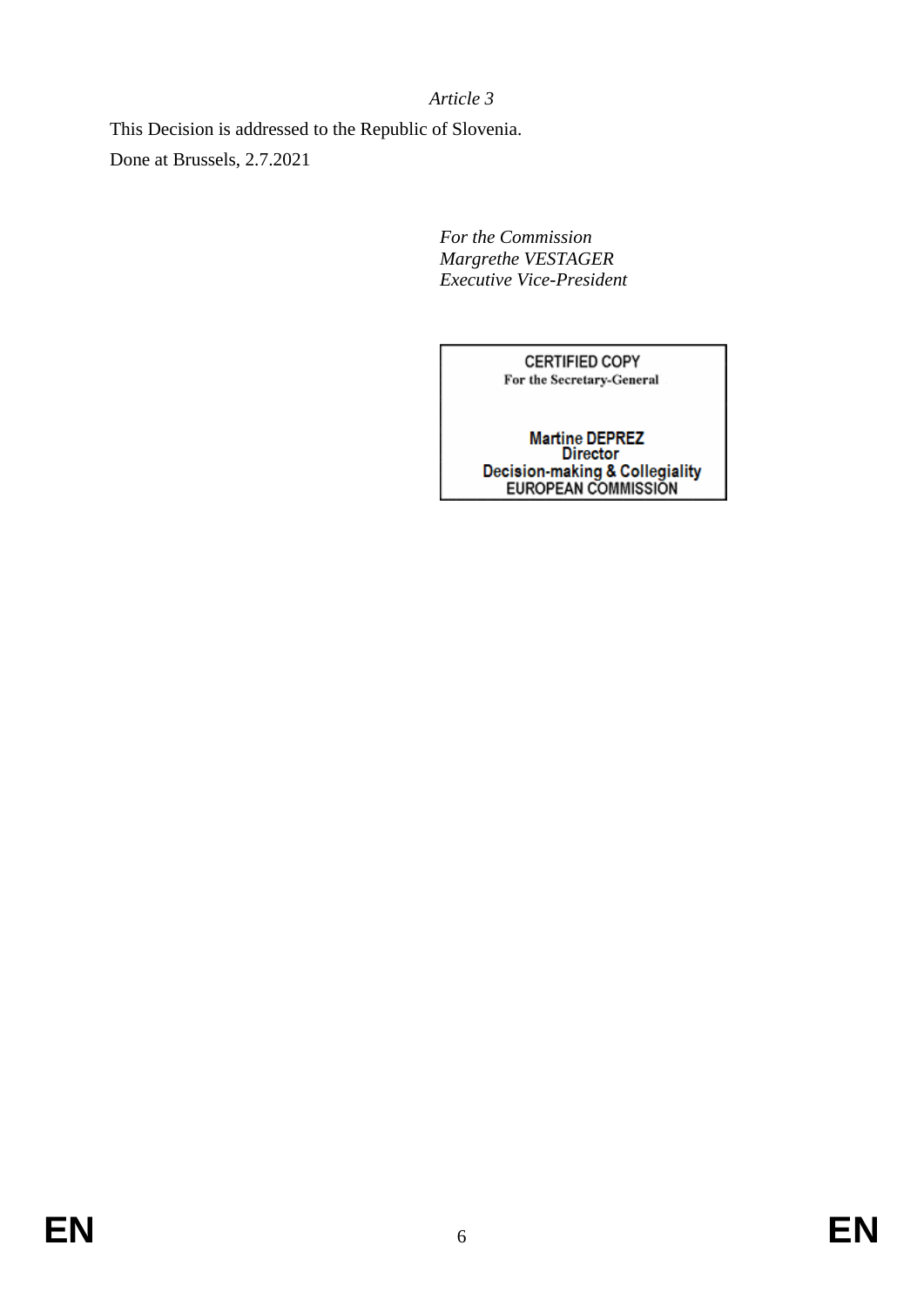*Article 3*

This Decision is addressed to the Republic of Slovenia.

Done at Brussels, 2.7.2021

*For the Commission*
*Margrethe VESTAGER*
*Executive Vice-President*

CERTIFIED COPY
For the Secretary-General

Martine DEPREZ
Director
Decision-making & Collegiality
EUROPEAN COMMISSION